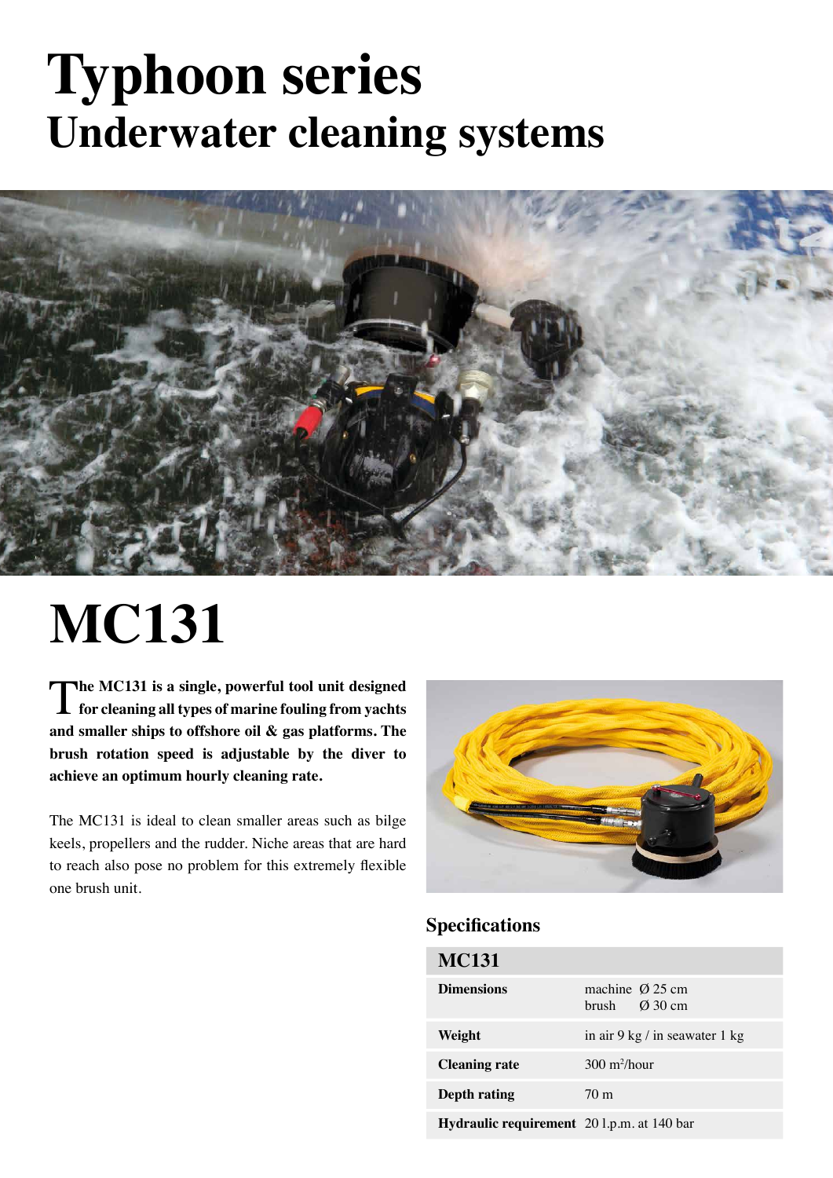# Typhoon series
## Underwater cleaning systems

# MC131

**The MC131 is a single, powerful tool unit designed for cleaning all types of marine fouling from yachts and smaller ships to offshore oil & gas platforms. The brush rotation speed is adjustable by the diver to achieve an optimum hourly cleaning rate.**

The MC131 is ideal to clean smaller areas such as bilge keels, propellers and the rudder. Niche areas that are hard to reach also pose no problem for this extremely flexible one brush unit.

### Specifications

| MC131 | |
|---|---|
| **Dimensions** | machine Ø 25 cm<br>brush Ø 30 cm |
| **Weight** | in air 9 kg / in seawater 1 kg |
| **Cleaning rate** | 300 $m^2$/hour |
| **Depth rating** | 70 m |
| **Hydraulic requirement** | 20 l.p.m. at 140 bar |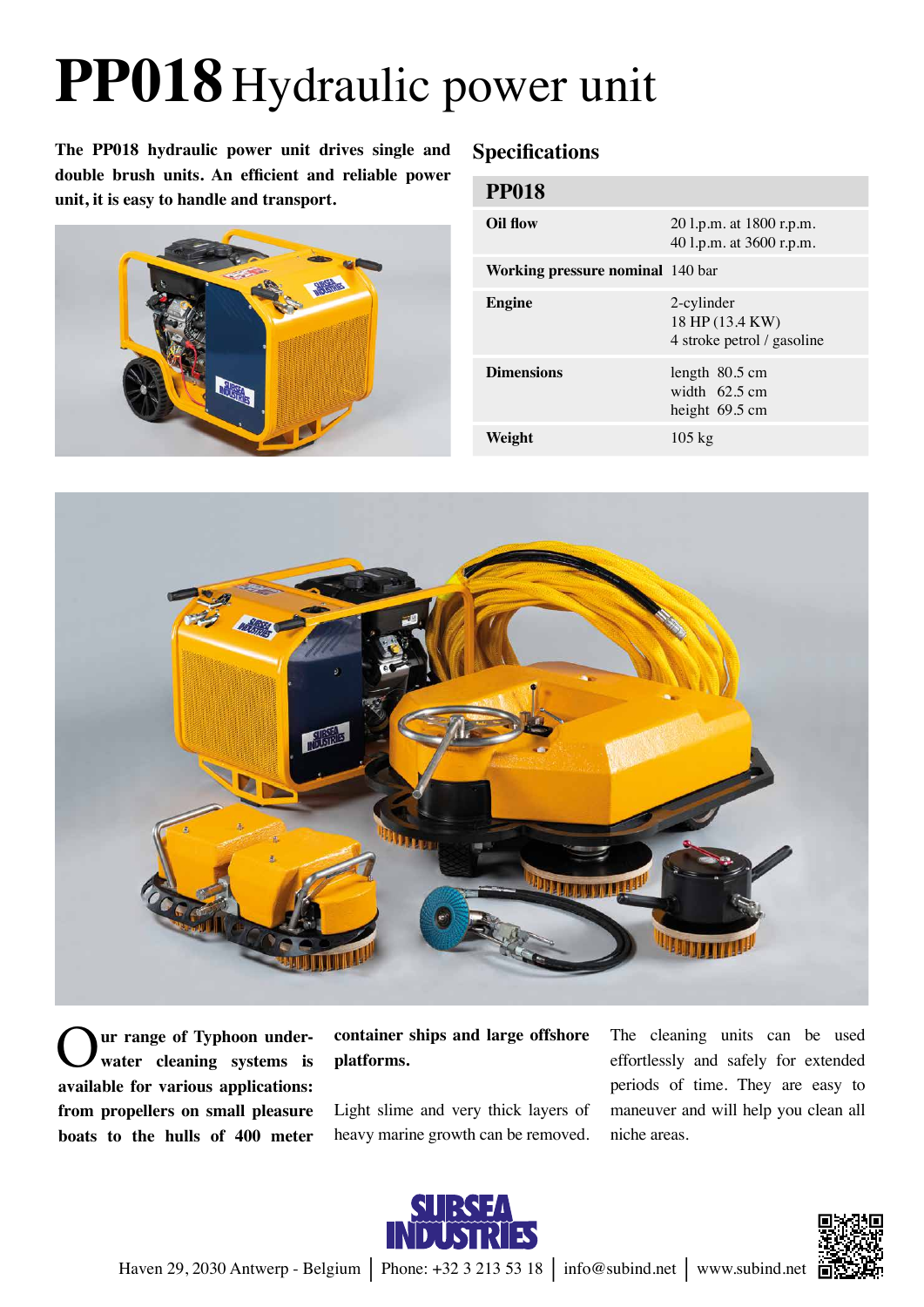# **PP018** Hydraulic power unit

**The PP018 hydraulic power unit drives single and double brush units. An efficient and reliable power unit, it is easy to handle and transport.**

## Specifications

| PP018 | |
|---|---|
| **Oil flow** | 20 l.p.m. at 1800 r.p.m.<br>40 l.p.m. at 3600 r.p.m. |
| **Working pressure nominal** | 140 bar |
| **Engine** | 2-cylinder<br>18 HP (13.4 KW)<br>4 stroke petrol / gasoline |
| **Dimensions** | length 80.5 cm<br>width 62.5 cm<br>height 69.5 cm |
| **Weight** | 105 kg |

**Our range of Typhoon underwater cleaning systems is available for various applications: from propellers on small pleasure boats to the hulls of 400 meter container ships and large offshore platforms.**

Light slime and very thick layers of heavy marine growth can be removed.

The cleaning units can be used effortlessly and safely for extended periods of time. They are easy to maneuver and will help you clean all niche areas.

SUBSEA INDUSTRIES

Haven 29, 2030 Antwerp - Belgium | Phone: +32 3 213 53 18 | info@subind.net | www.subind.net